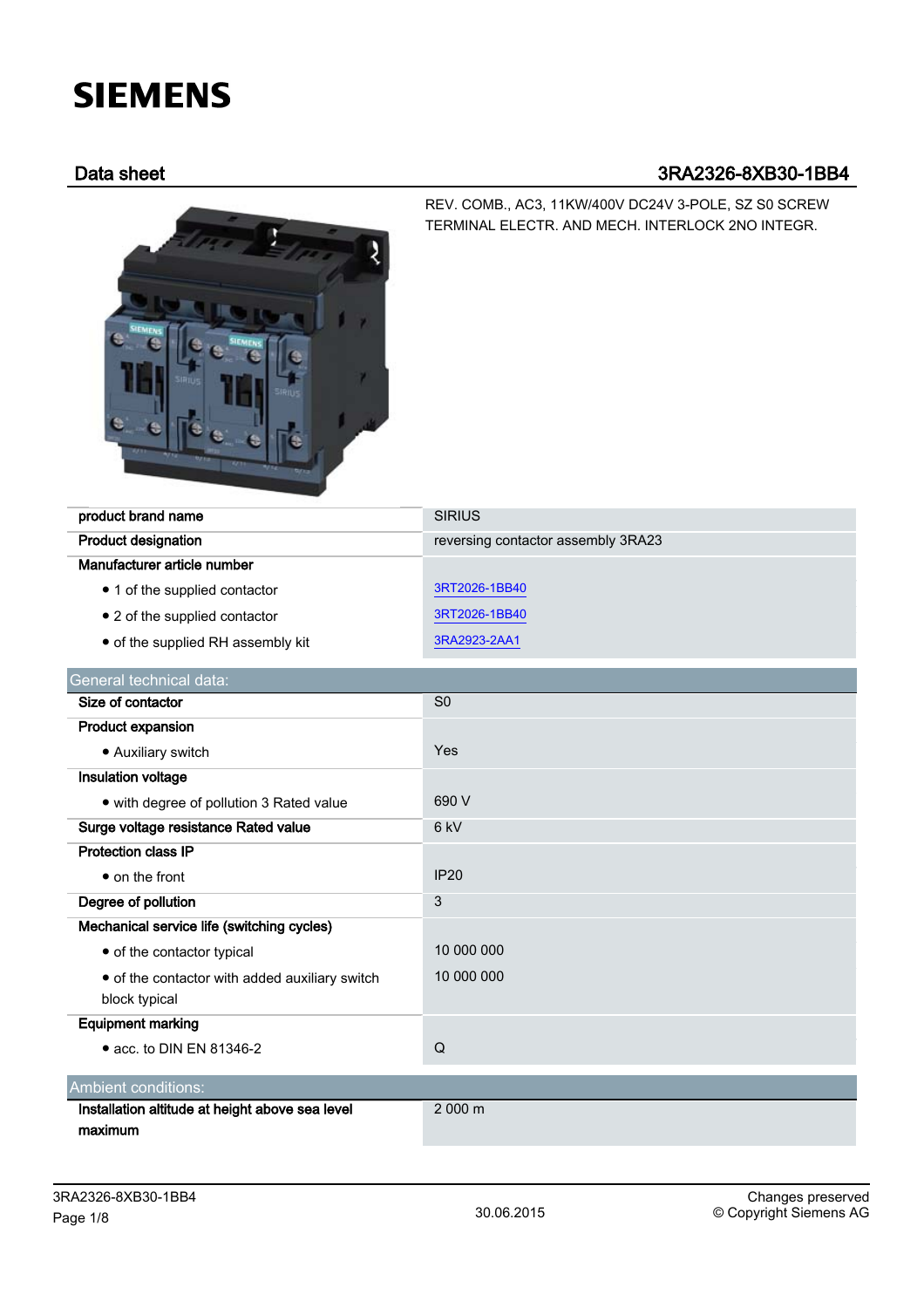# SIEMENS

## Data sheet 3RA2326-8XB30-1BB4

REV. COMB., AC3, 11KW/400V DC24V 3-POLE, SZ S0 SCREW TERMINAL ELECTR. AND MECH. INTERLOCK 2NO INTEGR.

| | |
|---|---|
| **product brand name** | SIRIUS |
| **Product designation** | reversing contactor assembly 3RA23 |
| **Manufacturer article number** | |
| • 1 of the supplied contactor | 3RT2026-1BB40 |
| • 2 of the supplied contactor | 3RT2026-1BB40 |
| • of the supplied RH assembly kit | 3RA2923-2AA1 |

| General technical data: | |
|---|---|
| **Size of contactor** | S0 |
| **Product expansion** | |
| • Auxiliary switch | Yes |
| **Insulation voltage** | |
| • with degree of pollution 3 Rated value | 690 V |
| **Surge voltage resistance Rated value** | 6 kV |
| **Protection class IP** | |
| • on the front | IP20 |
| **Degree of pollution** | 3 |
| **Mechanical service life (switching cycles)** | |
| • of the contactor typical | 10 000 000 |
| • of the contactor with added auxiliary switch block typical | 10 000 000 |
| **Equipment marking** | |
| • acc. to DIN EN 81346-2 | Q |

| Ambient conditions: | |
|---|---|
| **Installation altitude at height above sea level maximum** | 2 000 m |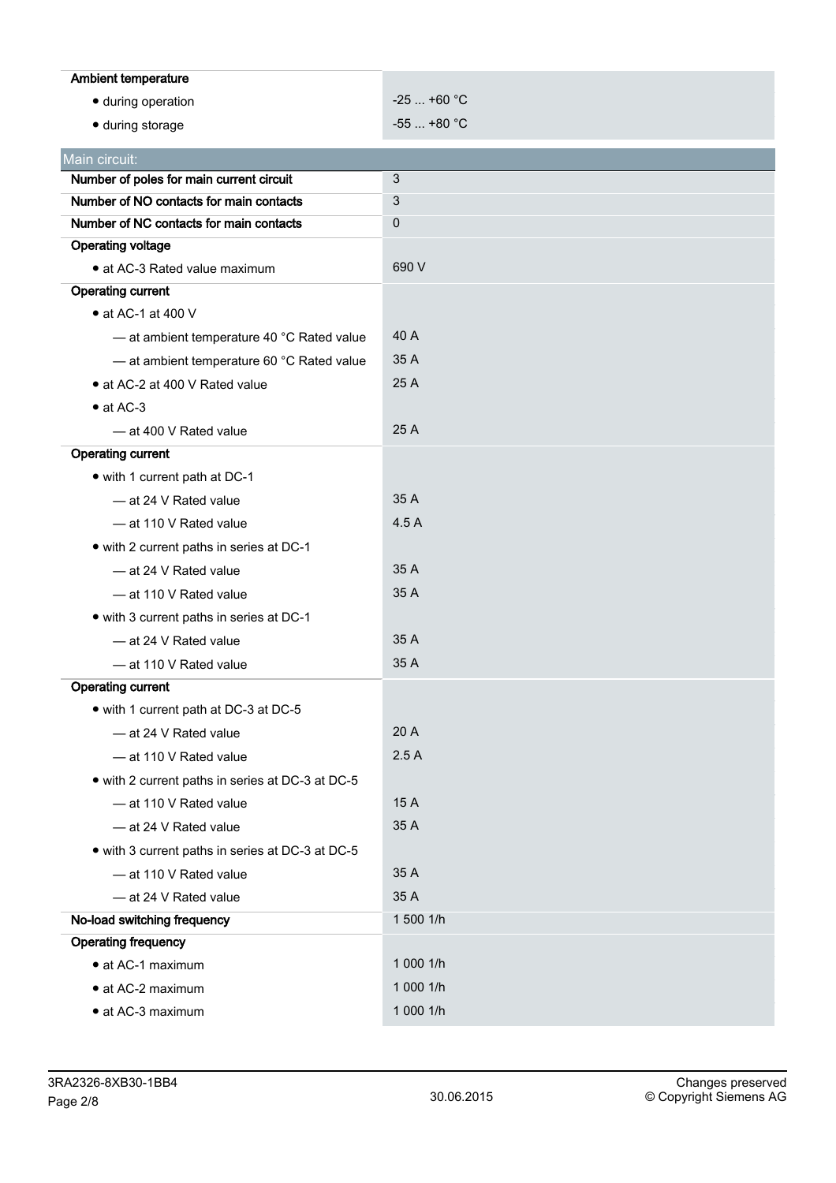| | |
|---|---|
| **Ambient temperature** | |
| • during operation | -25 ... +60 °C |
| • during storage | -55 ... +80 °C |

## Main circuit:

| | |
|---|---|
| **Number of poles for main current circuit** | 3 |
| **Number of NO contacts for main contacts** | 3 |
| **Number of NC contacts for main contacts** | 0 |
| **Operating voltage** | |
| • at AC-3 Rated value maximum | 690 V |
| **Operating current** | |
| • at AC-1 at 400 V | |
| — at ambient temperature 40 °C Rated value | 40 A |
| — at ambient temperature 60 °C Rated value | 35 A |
| • at AC-2 at 400 V Rated value | 25 A |
| • at AC-3 | |
| — at 400 V Rated value | 25 A |
| **Operating current** | |
| • with 1 current path at DC-1 | |
| — at 24 V Rated value | 35 A |
| — at 110 V Rated value | 4.5 A |
| • with 2 current paths in series at DC-1 | |
| — at 24 V Rated value | 35 A |
| — at 110 V Rated value | 35 A |
| • with 3 current paths in series at DC-1 | |
| — at 24 V Rated value | 35 A |
| — at 110 V Rated value | 35 A |
| **Operating current** | |
| • with 1 current path at DC-3 at DC-5 | |
| — at 24 V Rated value | 20 A |
| — at 110 V Rated value | 2.5 A |
| • with 2 current paths in series at DC-3 at DC-5 | |
| — at 110 V Rated value | 15 A |
| — at 24 V Rated value | 35 A |
| • with 3 current paths in series at DC-3 at DC-5 | |
| — at 110 V Rated value | 35 A |
| — at 24 V Rated value | 35 A |
| **No-load switching frequency** | 1 500 1/h |
| **Operating frequency** | |
| • at AC-1 maximum | 1 000 1/h |
| • at AC-2 maximum | 1 000 1/h |
| • at AC-3 maximum | 1 000 1/h |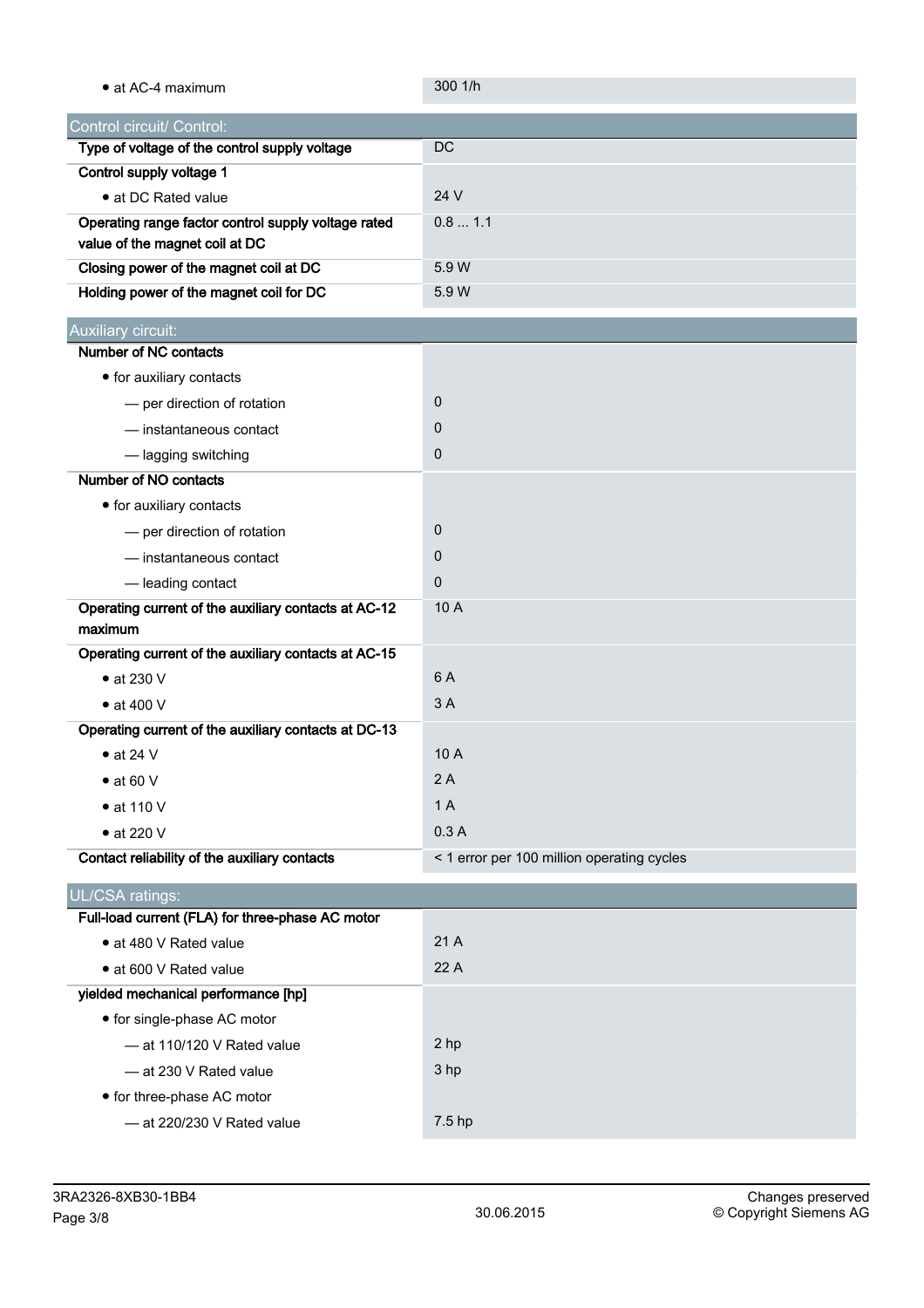| | |
|---|---|
| • at AC-4 maximum | 300 1/h |

## Control circuit/ Control:

| | |
|---|---|
| **Type of voltage of the control supply voltage** | DC |
| **Control supply voltage 1** | |
| • at DC Rated value | 24 V |
| **Operating range factor control supply voltage rated value of the magnet coil at DC** | 0.8 ... 1.1 |
| **Closing power of the magnet coil at DC** | 5.9 W |
| **Holding power of the magnet coil for DC** | 5.9 W |

## Auxiliary circuit:

| | |
|---|---|
| **Number of NC contacts** | |
| • for auxiliary contacts | |
| — per direction of rotation | 0 |
| — instantaneous contact | 0 |
| — lagging switching | 0 |
| **Number of NO contacts** | |
| • for auxiliary contacts | |
| — per direction of rotation | 0 |
| — instantaneous contact | 0 |
| — leading contact | 0 |
| **Operating current of the auxiliary contacts at AC-12 maximum** | 10 A |
| **Operating current of the auxiliary contacts at AC-15** | |
| • at 230 V | 6 A |
| • at 400 V | 3 A |
| **Operating current of the auxiliary contacts at DC-13** | |
| • at 24 V | 10 A |
| • at 60 V | 2 A |
| • at 110 V | 1 A |
| • at 220 V | 0.3 A |
| **Contact reliability of the auxiliary contacts** | < 1 error per 100 million operating cycles |

## UL/CSA ratings:

| | |
|---|---|
| **Full-load current (FLA) for three-phase AC motor** | |
| • at 480 V Rated value | 21 A |
| • at 600 V Rated value | 22 A |
| **yielded mechanical performance [hp]** | |
| • for single-phase AC motor | |
| — at 110/120 V Rated value | 2 hp |
| — at 230 V Rated value | 3 hp |
| • for three-phase AC motor | |
| — at 220/230 V Rated value | 7.5 hp |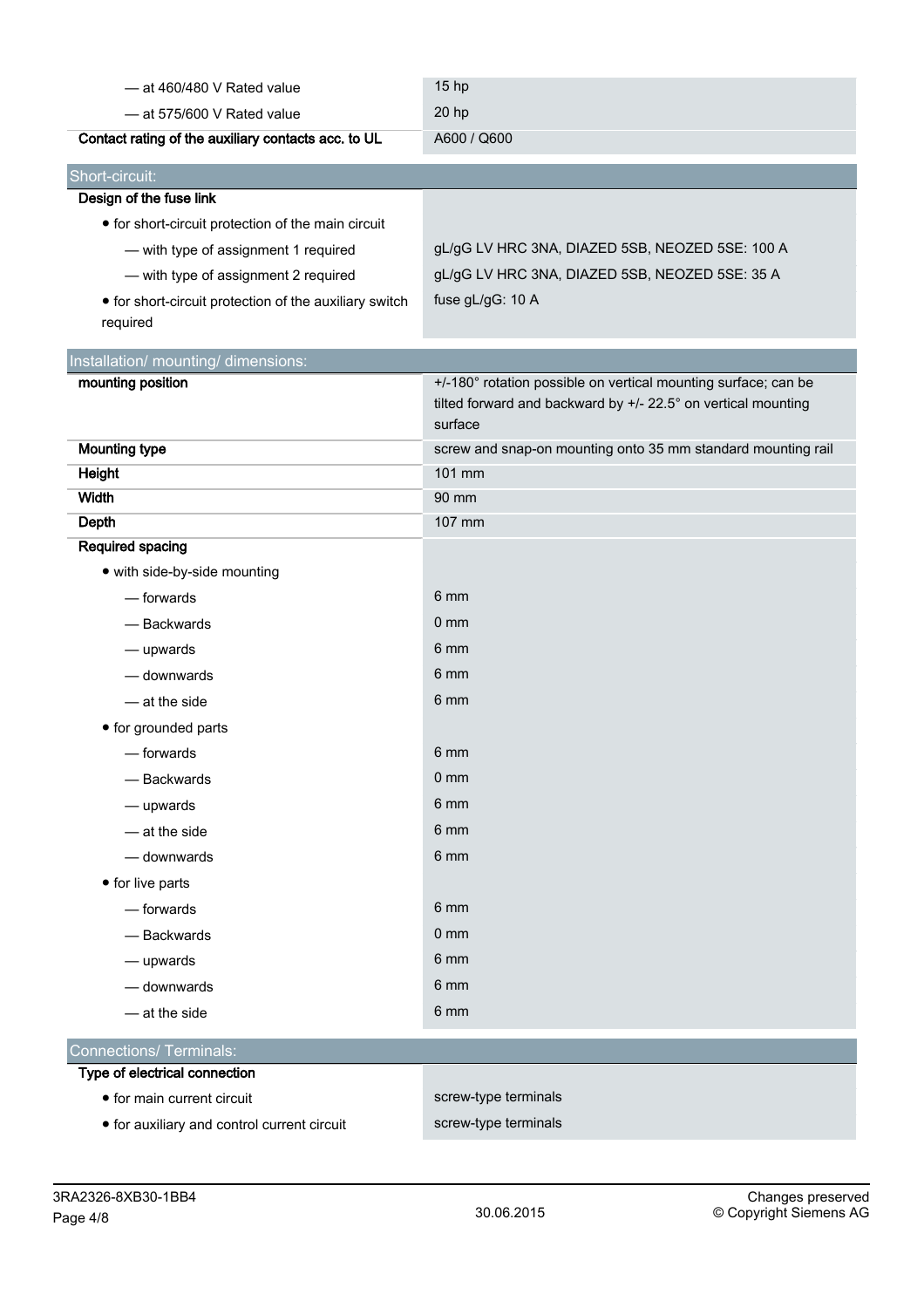| | |
|---|---|
| — at 460/480 V Rated value | 15 hp |
| — at 575/600 V Rated value | 20 hp |
| **Contact rating of the auxiliary contacts acc. to UL** | A600 / Q600 |

| Short-circuit: | |
|---|---|
| **Design of the fuse link** | |
| • for short-circuit protection of the main circuit | |
| — with type of assignment 1 required | gL/gG LV HRC 3NA, DIAZED 5SB, NEOZED 5SE: 100 A |
| — with type of assignment 2 required | gL/gG LV HRC 3NA, DIAZED 5SB, NEOZED 5SE: 35 A |
| • for short-circuit protection of the auxiliary switch required | fuse gL/gG: 10 A |

| Installation/ mounting/ dimensions: | |
|---|---|
| **mounting position** | +/-180° rotation possible on vertical mounting surface; can be tilted forward and backward by +/- 22.5° on vertical mounting surface |
| **Mounting type** | screw and snap-on mounting onto 35 mm standard mounting rail |
| **Height** | 101 mm |
| **Width** | 90 mm |
| **Depth** | 107 mm |
| **Required spacing** | |
| • with side-by-side mounting | |
| — forwards | 6 mm |
| — Backwards | 0 mm |
| — upwards | 6 mm |
| — downwards | 6 mm |
| — at the side | 6 mm |
| • for grounded parts | |
| — forwards | 6 mm |
| — Backwards | 0 mm |
| — upwards | 6 mm |
| — at the side | 6 mm |
| — downwards | 6 mm |
| • for live parts | |
| — forwards | 6 mm |
| — Backwards | 0 mm |
| — upwards | 6 mm |
| — downwards | 6 mm |
| — at the side | 6 mm |

| Connections/ Terminals: | |
|---|---|
| **Type of electrical connection** | |
| • for main current circuit | screw-type terminals |
| • for auxiliary and control current circuit | screw-type terminals |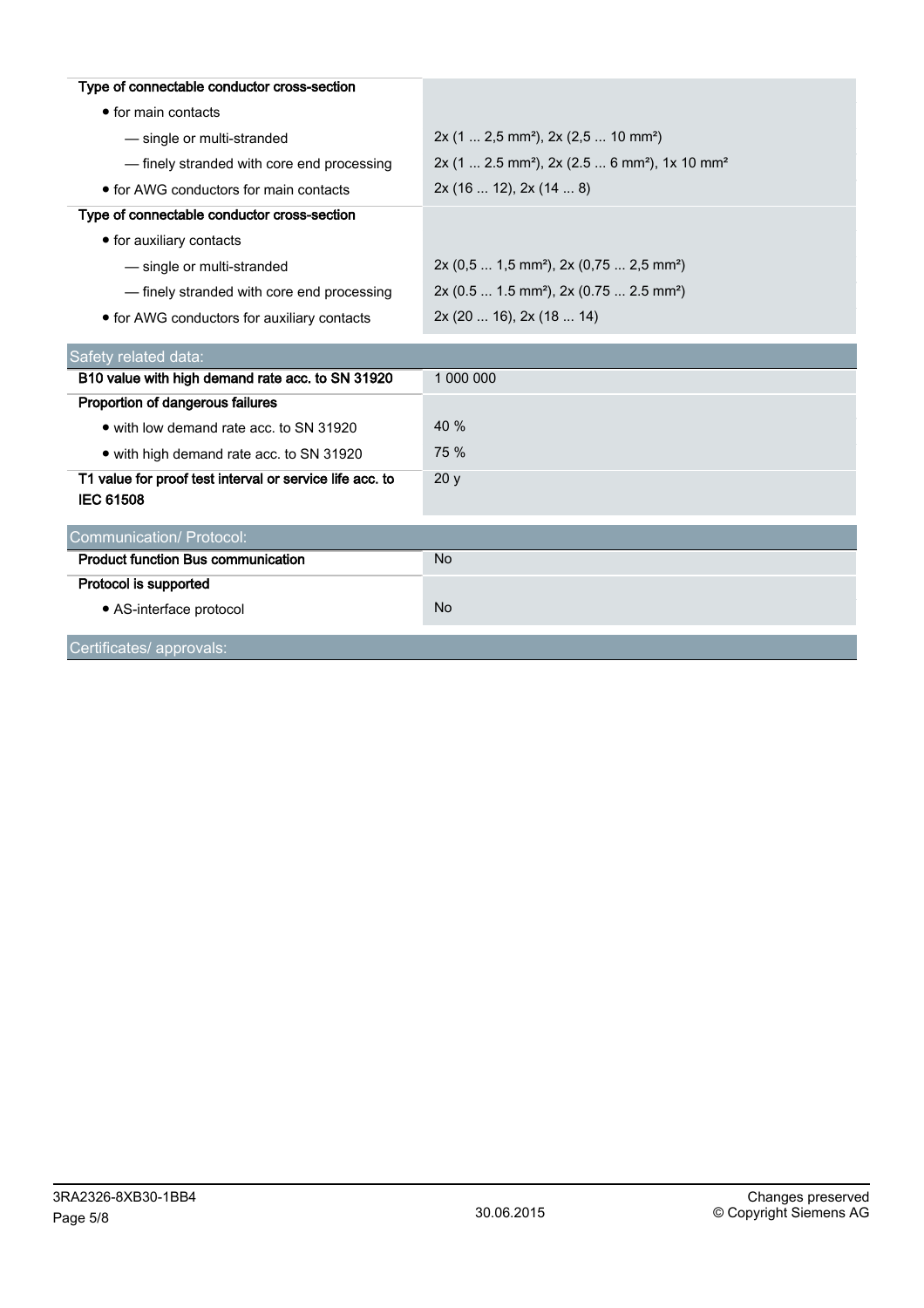| Type of connectable conductor cross-section | |
|---|---|
| • for main contacts | |
| — single or multi-stranded | 2x (1 ... 2,5 mm²), 2x (2,5 ... 10 mm²) |
| — finely stranded with core end processing | 2x (1 ... 2.5 mm²), 2x (2.5 ... 6 mm²), 1x 10 mm² |
| • for AWG conductors for main contacts | 2x (16 ... 12), 2x (14 ... 8) |
| **Type of connectable conductor cross-section** | |
| • for auxiliary contacts | |
| — single or multi-stranded | 2x (0,5 ... 1,5 mm²), 2x (0,75 ... 2,5 mm²) |
| — finely stranded with core end processing | 2x (0.5 ... 1.5 mm²), 2x (0.75 ... 2.5 mm²) |
| • for AWG conductors for auxiliary contacts | 2x (20 ... 16), 2x (18 ... 14) |

## Safety related data:

| | |
|---|---|
| **B10 value with high demand rate acc. to SN 31920** | 1 000 000 |
| **Proportion of dangerous failures** | |
| • with low demand rate acc. to SN 31920 | 40 % |
| • with high demand rate acc. to SN 31920 | 75 % |
| **T1 value for proof test interval or service life acc. to IEC 61508** | 20 y |

## Communication/ Protocol:

| | |
|---|---|
| **Product function Bus communication** | No |
| **Protocol is supported** | |
| • AS-interface protocol | No |

## Certificates/ approvals: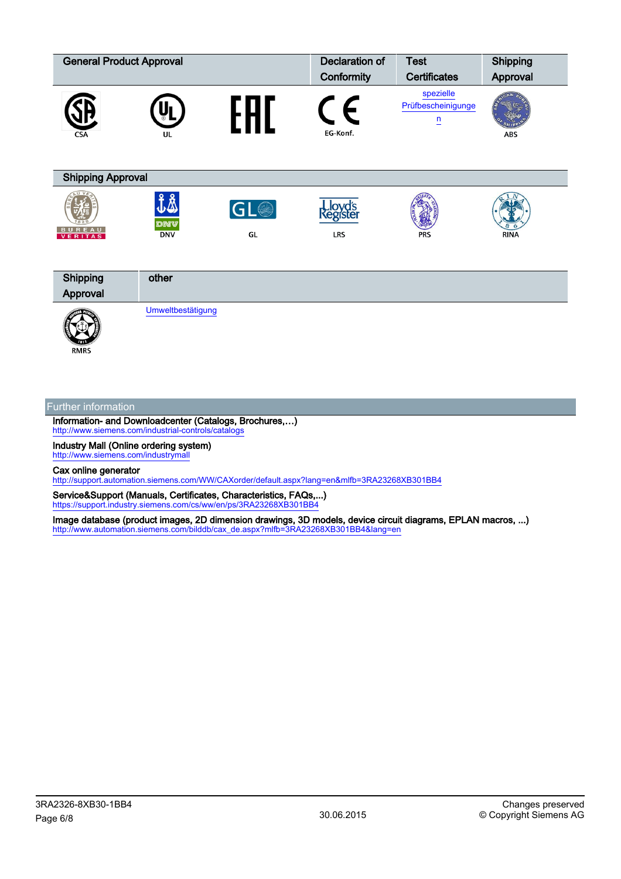| General Product Approval | | | Declaration of Conformity | Test Certificates | Shipping Approval |
|---|---|---|---|---|---|
| CSA | UL | EAC | EG-Konf. | spezielle Prüfbescheinigungen | ABS |

| Shipping Approval | | | | | |
|---|---|---|---|---|---|
| BUREAU VERITAS | DNV | GL | LRS | PRS | RINA |

| Shipping Approval | other |
|---|---|
| RMRS | Umweltbestätigung |

## Further information

**Information- and Downloadcenter (Catalogs, Brochures,…)**
http://www.siemens.com/industrial-controls/catalogs

**Industry Mall (Online ordering system)**
http://www.siemens.com/industrymall

**Cax online generator**
http://support.automation.siemens.com/WW/CAXorder/default.aspx?lang=en&mlfb=3RA23268XB301BB4

**Service&Support (Manuals, Certificates, Characteristics, FAQs,...)**
https://support.industry.siemens.com/cs/ww/en/ps/3RA23268XB301BB4

**Image database (product images, 2D dimension drawings, 3D models, device circuit diagrams, EPLAN macros, ...)**
http://www.automation.siemens.com/bilddb/cax_de.aspx?mlfb=3RA23268XB301BB4&lang=en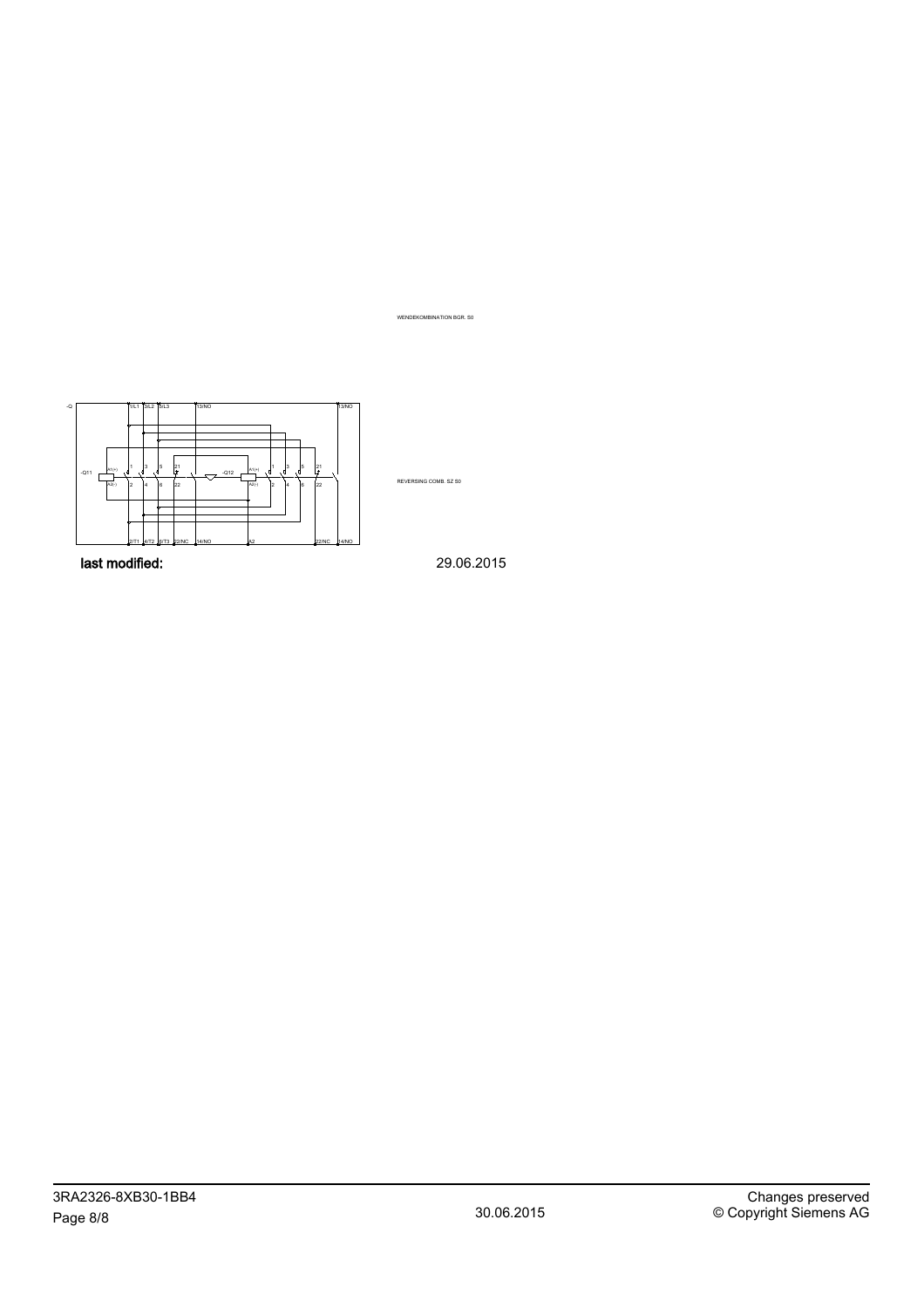WENDEKOMBINATION BGR. S0

-Q

1/L1 3/L2 5/L3 13/NO 13/NO

-Q11 A1(+) A2(-) 1 2 3 4 5 6 21 22

-Q12 A1(+) A2(-) 1 2 3 4 5 6 21 22

2/T1 4/T2 6/T3 22/NC 14/NO A2 22/NC 14/NO

REVERSING COMB. SZ S0

**last modified:** 29.06.2015